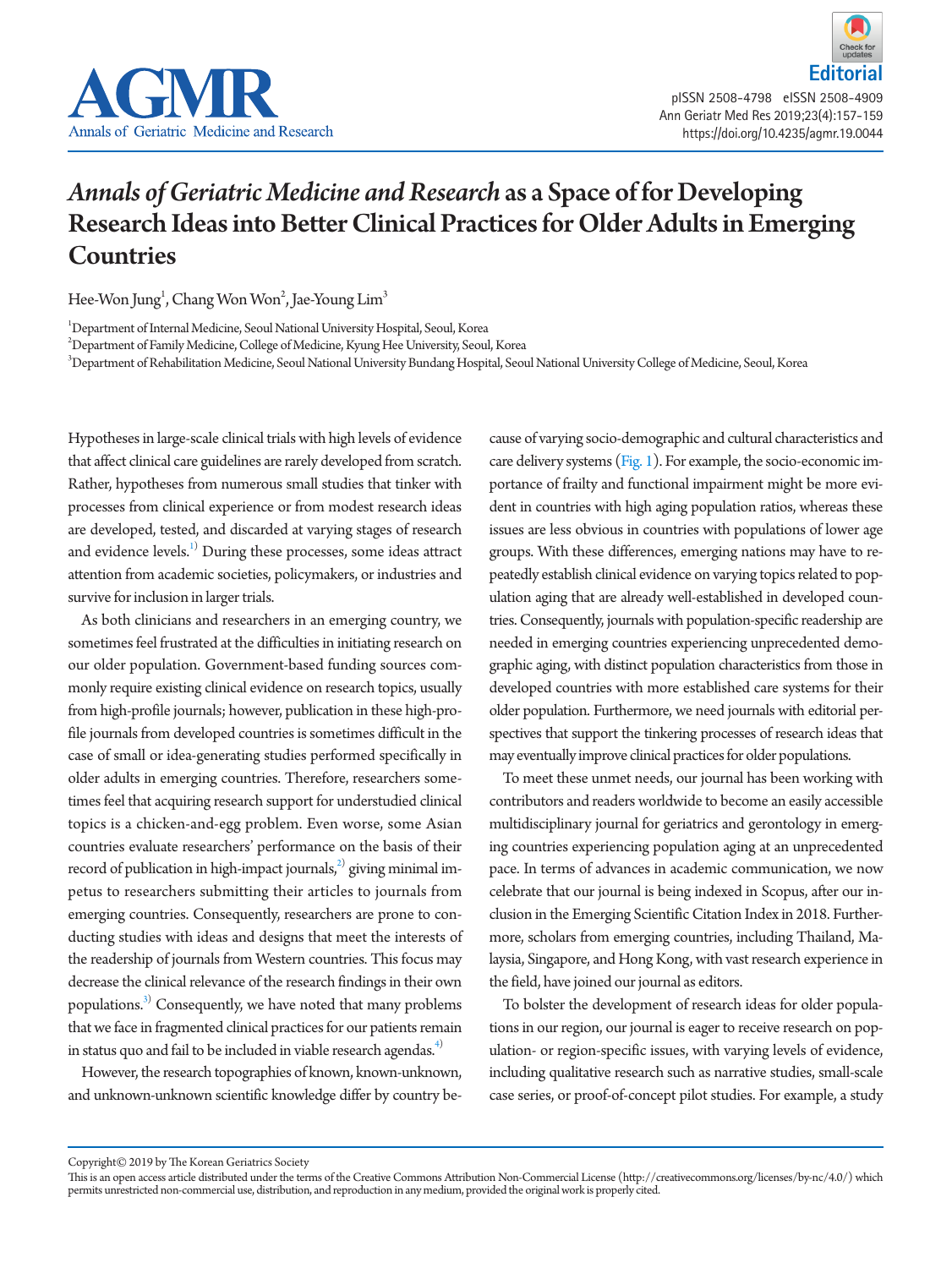Editorial

# *Annals of Geriatric Medicine and Research* as a Space of for Developing Research Ideas into Better Clinical Practices for Older Adults in Emerging Countries

Hee-Won Jung[1], Chang Won Won[2], Jae-Young Lim[3]

[1]Department of Internal Medicine, Seoul National University Hospital, Seoul, Korea
[2]Department of Family Medicine, College of Medicine, Kyung Hee University, Seoul, Korea
[3]Department of Rehabilitation Medicine, Seoul National University Bundang Hospital, Seoul National University College of Medicine, Seoul, Korea

Hypotheses in large-scale clinical trials with high levels of evidence that affect clinical care guidelines are rarely developed from scratch. Rather, hypotheses from numerous small studies that tinker with processes from clinical experience or from modest research ideas are developed, tested, and discarded at varying stages of research and evidence levels.[1] During these processes, some ideas attract attention from academic societies, policymakers, or industries and survive for inclusion in larger trials.

As both clinicians and researchers in an emerging country, we sometimes feel frustrated at the difficulties in initiating research on our older population. Government-based funding sources commonly require existing clinical evidence on research topics, usually from high-profile journals; however, publication in these high-profile journals from developed countries is sometimes difficult in the case of small or idea-generating studies performed specifically in older adults in emerging countries. Therefore, researchers sometimes feel that acquiring research support for understudied clinical topics is a chicken-and-egg problem. Even worse, some Asian countries evaluate researchers' performance on the basis of their record of publication in high-impact journals,[2] giving minimal impetus to researchers submitting their articles to journals from emerging countries. Consequently, researchers are prone to conducting studies with ideas and designs that meet the interests of the readership of journals from Western countries. This focus may decrease the clinical relevance of the research findings in their own populations.[3] Consequently, we have noted that many problems that we face in fragmented clinical practices for our patients remain in status quo and fail to be included in viable research agendas.[4]

However, the research topographies of known, known-unknown, and unknown-unknown scientific knowledge differ by country because of varying socio-demographic and cultural characteristics and care delivery systems (Fig. 1). For example, the socio-economic importance of frailty and functional impairment might be more evident in countries with high aging population ratios, whereas these issues are less obvious in countries with populations of lower age groups. With these differences, emerging nations may have to repeatedly establish clinical evidence on varying topics related to population aging that are already well-established in developed countries. Consequently, journals with population-specific readership are needed in emerging countries experiencing unprecedented demographic aging, with distinct population characteristics from those in developed countries with more established care systems for their older population. Furthermore, we need journals with editorial perspectives that support the tinkering processes of research ideas that may eventually improve clinical practices for older populations.

To meet these unmet needs, our journal has been working with contributors and readers worldwide to become an easily accessible multidisciplinary journal for geriatrics and gerontology in emerging countries experiencing population aging at an unprecedented pace. In terms of advances in academic communication, we now celebrate that our journal is being indexed in Scopus, after our inclusion in the Emerging Scientific Citation Index in 2018. Furthermore, scholars from emerging countries, including Thailand, Malaysia, Singapore, and Hong Kong, with vast research experience in the field, have joined our journal as editors.

To bolster the development of research ideas for older populations in our region, our journal is eager to receive research on population- or region-specific issues, with varying levels of evidence, including qualitative research such as narrative studies, small-scale case series, or proof-of-concept pilot studies. For example, a study

Copyright© 2019 by The Korean Geriatrics Society
This is an open access article distributed under the terms of the Creative Commons Attribution Non-Commercial License (http://creativecommons.org/licenses/by-nc/4.0/) which permits unrestricted non-commercial use, distribution, and reproduction in any medium, provided the original work is properly cited.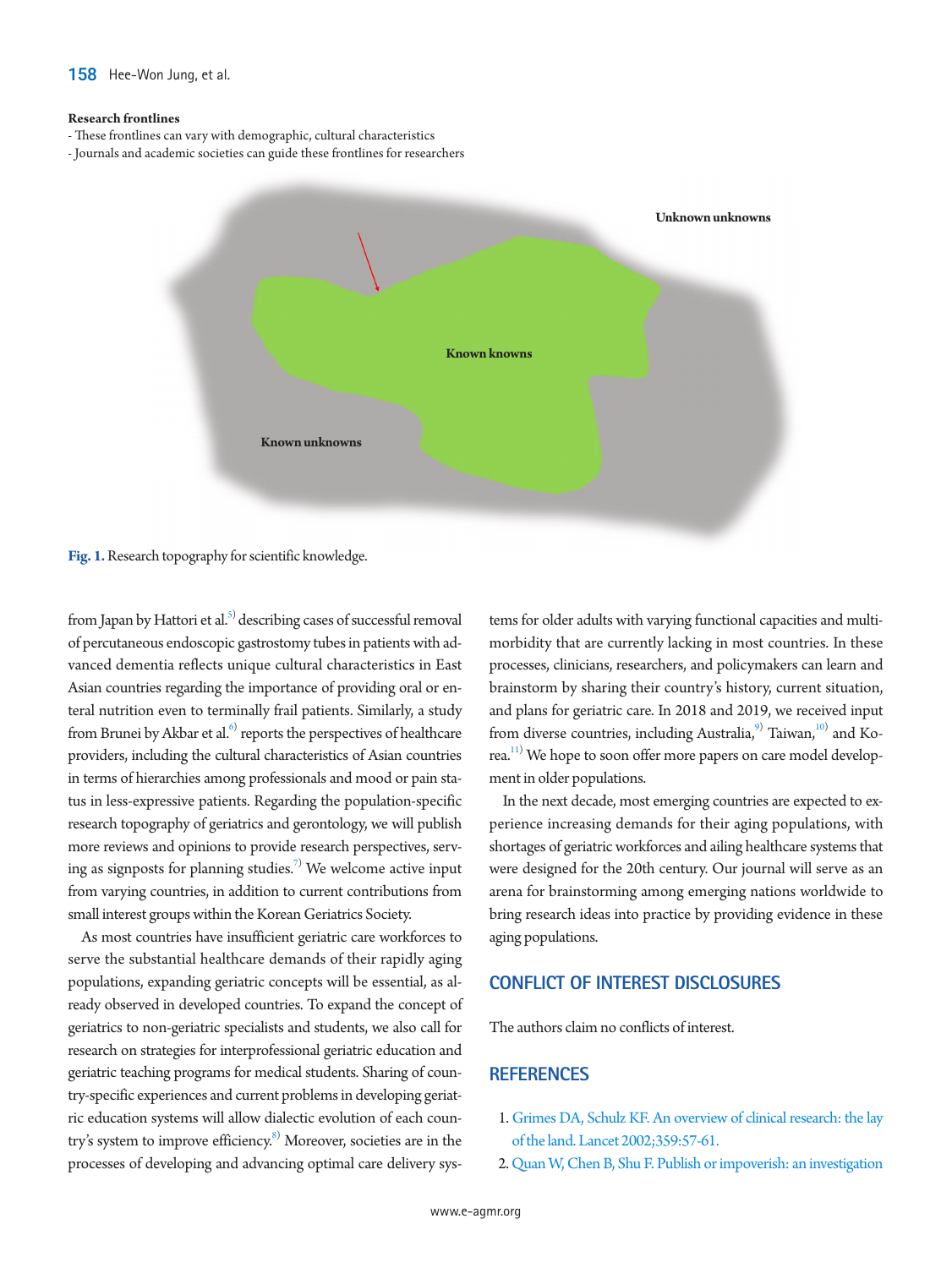**Research frontlines**

- These frontlines can vary with demographic, cultural characteristics
- Journals and academic societies can guide these frontlines for researchers

Unknown unknowns

Known knowns

Known unknowns

**Fig. 1.** Research topography for scientific knowledge.

from Japan by Hattori et al.[5] describing cases of successful removal of percutaneous endoscopic gastrostomy tubes in patients with advanced dementia reflects unique cultural characteristics in East Asian countries regarding the importance of providing oral or enteral nutrition even to terminally frail patients. Similarly, a study from Brunei by Akbar et al.[6] reports the perspectives of healthcare providers, including the cultural characteristics of Asian countries in terms of hierarchies among professionals and mood or pain status in less-expressive patients. Regarding the population-specific research topography of geriatrics and gerontology, we will publish more reviews and opinions to provide research perspectives, serving as signposts for planning studies.[7] We welcome active input from varying countries, in addition to current contributions from small interest groups within the Korean Geriatrics Society.

As most countries have insufficient geriatric care workforces to serve the substantial healthcare demands of their rapidly aging populations, expanding geriatric concepts will be essential, as already observed in developed countries. To expand the concept of geriatrics to non-geriatric specialists and students, we also call for research on strategies for interprofessional geriatric education and geriatric teaching programs for medical students. Sharing of country-specific experiences and current problems in developing geriatric education systems will allow dialectic evolution of each country's system to improve efficiency.[8] Moreover, societies are in the processes of developing and advancing optimal care delivery systems for older adults with varying functional capacities and multimorbidity that are currently lacking in most countries. In these processes, clinicians, researchers, and policymakers can learn and brainstorm by sharing their country's history, current situation, and plans for geriatric care. In 2018 and 2019, we received input from diverse countries, including Australia,[9] Taiwan,[10] and Korea.[11] We hope to soon offer more papers on care model development in older populations.

In the next decade, most emerging countries are expected to experience increasing demands for their aging populations, with shortages of geriatric workforces and ailing healthcare systems that were designed for the 20th century. Our journal will serve as an arena for brainstorming among emerging nations worldwide to bring research ideas into practice by providing evidence in these aging populations.

## CONFLICT OF INTEREST DISCLOSURES

The authors claim no conflicts of interest.

## REFERENCES

1. Grimes DA, Schulz KF. An overview of clinical research: the lay of the land. Lancet 2002;359:57-61.
2. Quan W, Chen B, Shu F. Publish or impoverish: an investigation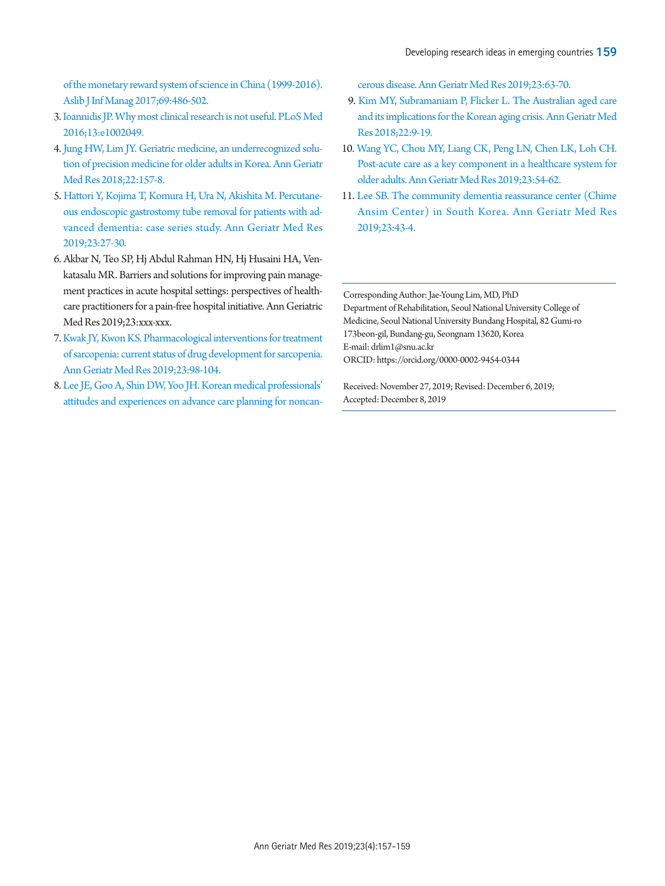of the monetary reward system of science in China (1999-2016). Aslib J Inf Manag 2017;69:486-502.

3. Ioannidis JP. Why most clinical research is not useful. PLoS Med 2016;13:e1002049.
4. Jung HW, Lim JY. Geriatric medicine, an underrecognized solution of precision medicine for older adults in Korea. Ann Geriatr Med Res 2018;22:157-8.
5. Hattori Y, Kojima T, Komura H, Ura N, Akishita M. Percutaneous endoscopic gastrostomy tube removal for patients with advanced dementia: case series study. Ann Geriatr Med Res 2019;23:27-30.
6. Akbar N, Teo SP, Hj Abdul Rahman HN, Hj Husaini HA, Venkatasalu MR. Barriers and solutions for improving pain management practices in acute hospital settings: perspectives of healthcare practitioners for a pain-free hospital initiative. Ann Geriatric Med Res 2019;23:xxx-xxx.
7. Kwak JY, Kwon KS. Pharmacological interventions for treatment of sarcopenia: current status of drug development for sarcopenia. Ann Geriatr Med Res 2019;23:98-104.
8. Lee JE, Goo A, Shin DW, Yoo JH. Korean medical professionals' attitudes and experiences on advance care planning for noncancerous disease. Ann Geriatr Med Res 2019;23:63-70.
9. Kim MY, Subramaniam P, Flicker L. The Australian aged care and its implications for the Korean aging crisis. Ann Geriatr Med Res 2018;22:9-19.
10. Wang YC, Chou MY, Liang CK, Peng LN, Chen LK, Loh CH. Post-acute care as a key component in a healthcare system for older adults. Ann Geriatr Med Res 2019;23:54-62.
11. Lee SB. The community dementia reassurance center (Chime Ansim Center) in South Korea. Ann Geriatr Med Res 2019;23:43-4.

---

Corresponding Author: Jae-Young Lim, MD, PhD
Department of Rehabilitation, Seoul National University College of Medicine, Seoul National University Bundang Hospital, 82 Gumi-ro 173beon-gil, Bundang-gu, Seongnam 13620, Korea
E-mail: drlim1@snu.ac.kr
ORCID: https://orcid.org/0000-0002-9454-0344

Received: November 27, 2019; Revised: December 6, 2019; Accepted: December 8, 2019